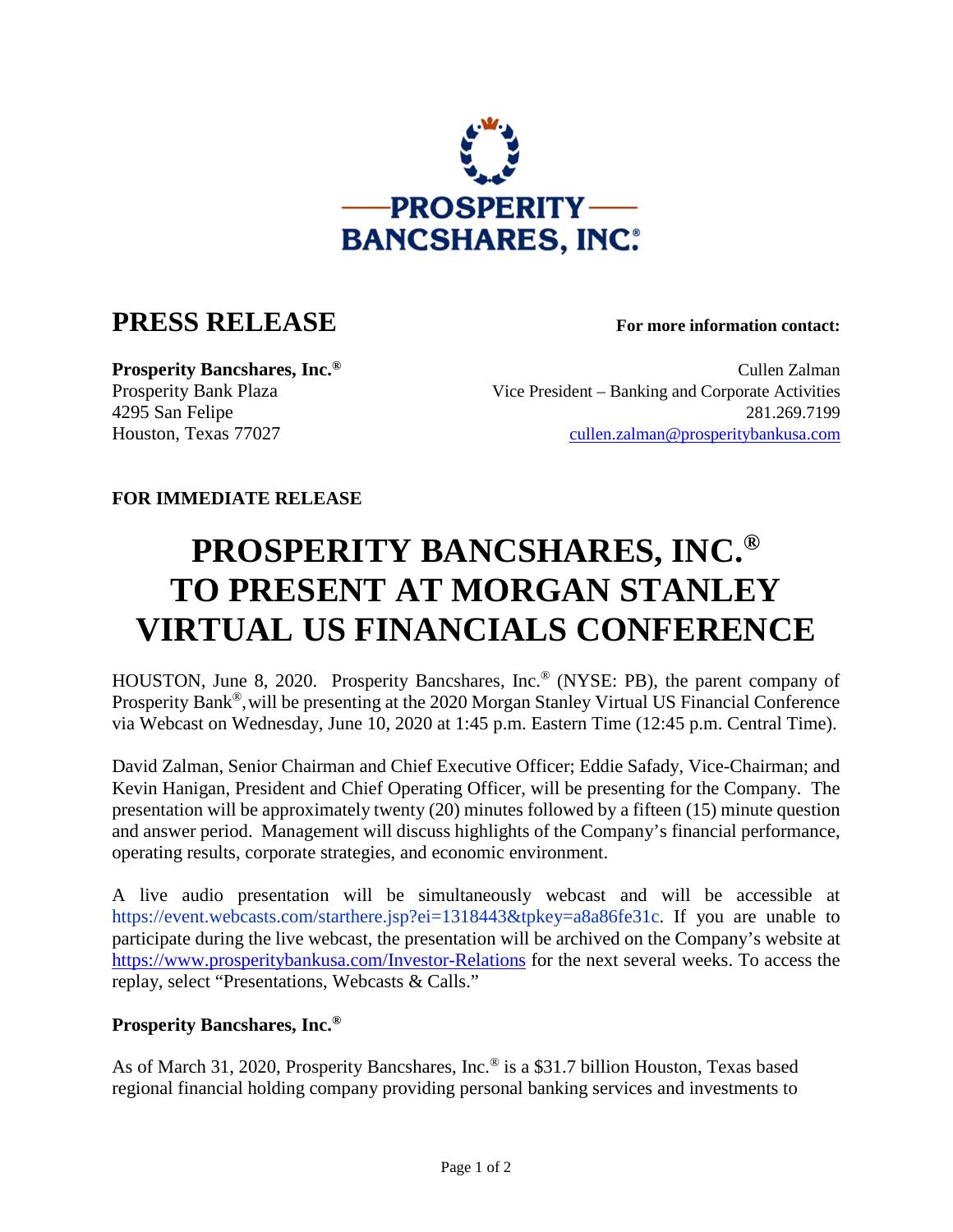PROSPERITY BANCSHARES, INC.®

## PRESS RELEASE

**For more information contact:**

**Prosperity Bancshares, Inc.®**
Prosperity Bank Plaza
4295 San Felipe
Houston, Texas 77027

Cullen Zalman
Vice President – Banking and Corporate Activities
281.269.7199
cullen.zalman@prosperitybankusa.com

**FOR IMMEDIATE RELEASE**

# PROSPERITY BANCSHARES, INC.® TO PRESENT AT MORGAN STANLEY VIRTUAL US FINANCIALS CONFERENCE

HOUSTON, June 8, 2020. Prosperity Bancshares, Inc.® (NYSE: PB), the parent company of Prosperity Bank®, will be presenting at the 2020 Morgan Stanley Virtual US Financial Conference via Webcast on Wednesday, June 10, 2020 at 1:45 p.m. Eastern Time (12:45 p.m. Central Time).

David Zalman, Senior Chairman and Chief Executive Officer; Eddie Safady, Vice-Chairman; and Kevin Hanigan, President and Chief Operating Officer, will be presenting for the Company. The presentation will be approximately twenty (20) minutes followed by a fifteen (15) minute question and answer period. Management will discuss highlights of the Company's financial performance, operating results, corporate strategies, and economic environment.

A live audio presentation will be simultaneously webcast and will be accessible at https://event.webcasts.com/starthere.jsp?ei=1318443&tpkey=a8a86fe31c. If you are unable to participate during the live webcast, the presentation will be archived on the Company's website at https://www.prosperitybankusa.com/Investor-Relations for the next several weeks. To access the replay, select "Presentations, Webcasts & Calls."

**Prosperity Bancshares, Inc.®**

As of March 31, 2020, Prosperity Bancshares, Inc.® is a $31.7 billion Houston, Texas based regional financial holding company providing personal banking services and investments to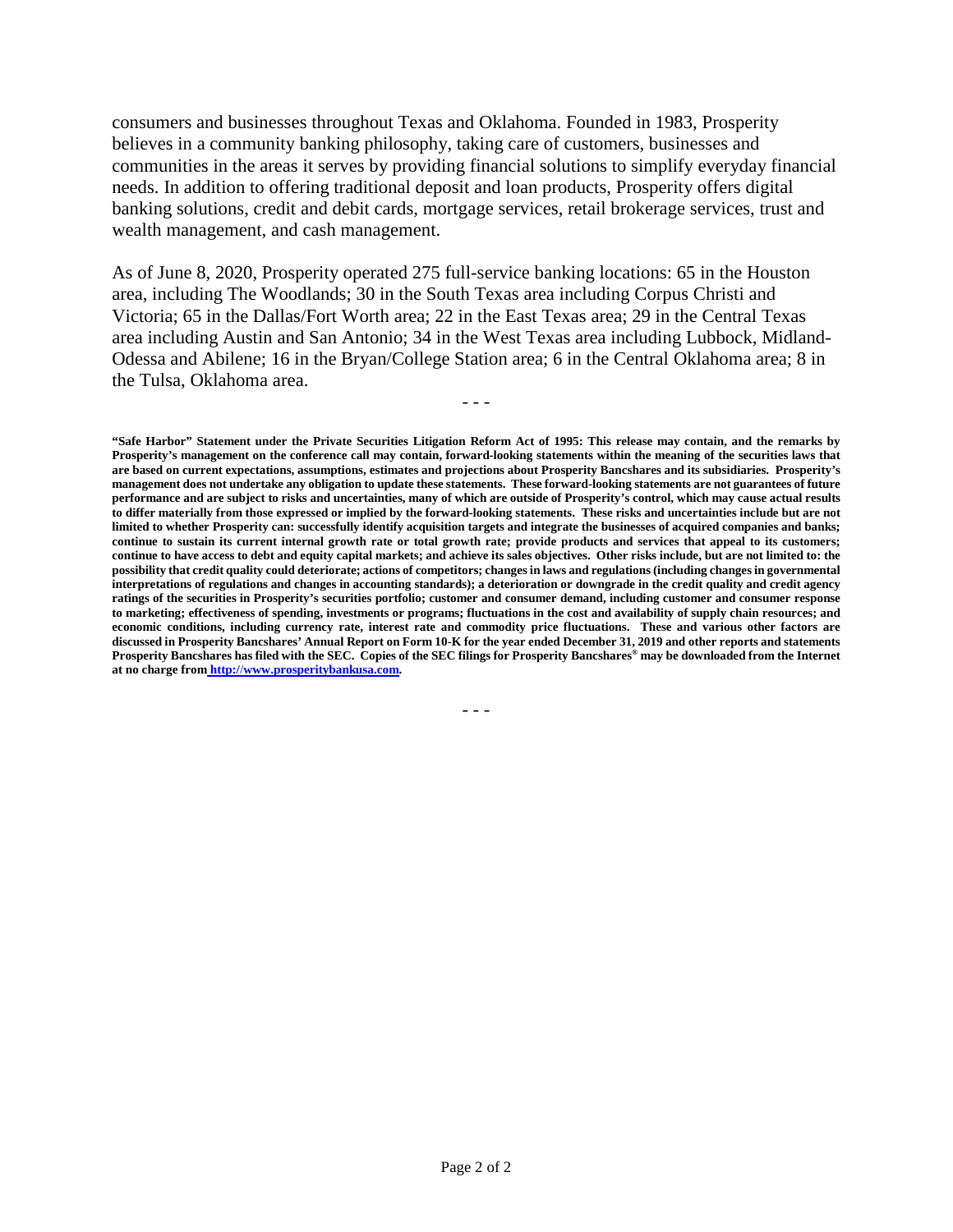consumers and businesses throughout Texas and Oklahoma. Founded in 1983, Prosperity believes in a community banking philosophy, taking care of customers, businesses and communities in the areas it serves by providing financial solutions to simplify everyday financial needs. In addition to offering traditional deposit and loan products, Prosperity offers digital banking solutions, credit and debit cards, mortgage services, retail brokerage services, trust and wealth management, and cash management.

As of June 8, 2020, Prosperity operated 275 full-service banking locations: 65 in the Houston area, including The Woodlands; 30 in the South Texas area including Corpus Christi and Victoria; 65 in the Dallas/Fort Worth area; 22 in the East Texas area; 29 in the Central Texas area including Austin and San Antonio; 34 in the West Texas area including Lubbock, Midland-Odessa and Abilene; 16 in the Bryan/College Station area; 6 in the Central Oklahoma area; 8 in the Tulsa, Oklahoma area.

- - -

**"Safe Harbor" Statement under the Private Securities Litigation Reform Act of 1995: This release may contain, and the remarks by Prosperity's management on the conference call may contain, forward-looking statements within the meaning of the securities laws that are based on current expectations, assumptions, estimates and projections about Prosperity Bancshares and its subsidiaries. Prosperity's management does not undertake any obligation to update these statements. These forward-looking statements are not guarantees of future performance and are subject to risks and uncertainties, many of which are outside of Prosperity's control, which may cause actual results to differ materially from those expressed or implied by the forward-looking statements. These risks and uncertainties include but are not limited to whether Prosperity can: successfully identify acquisition targets and integrate the businesses of acquired companies and banks; continue to sustain its current internal growth rate or total growth rate; provide products and services that appeal to its customers; continue to have access to debt and equity capital markets; and achieve its sales objectives. Other risks include, but are not limited to: the possibility that credit quality could deteriorate; actions of competitors; changes in laws and regulations (including changes in governmental interpretations of regulations and changes in accounting standards); a deterioration or downgrade in the credit quality and credit agency ratings of the securities in Prosperity's securities portfolio; customer and consumer demand, including customer and consumer response to marketing; effectiveness of spending, investments or programs; fluctuations in the cost and availability of supply chain resources; and economic conditions, including currency rate, interest rate and commodity price fluctuations. These and various other factors are discussed in Prosperity Bancshares' Annual Report on Form 10-K for the year ended December 31, 2019 and other reports and statements Prosperity Bancshares has filed with the SEC. Copies of the SEC filings for Prosperity Bancshares® may be downloaded from the Internet at no charge from http://www.prosperitybankusa.com.**

- - -